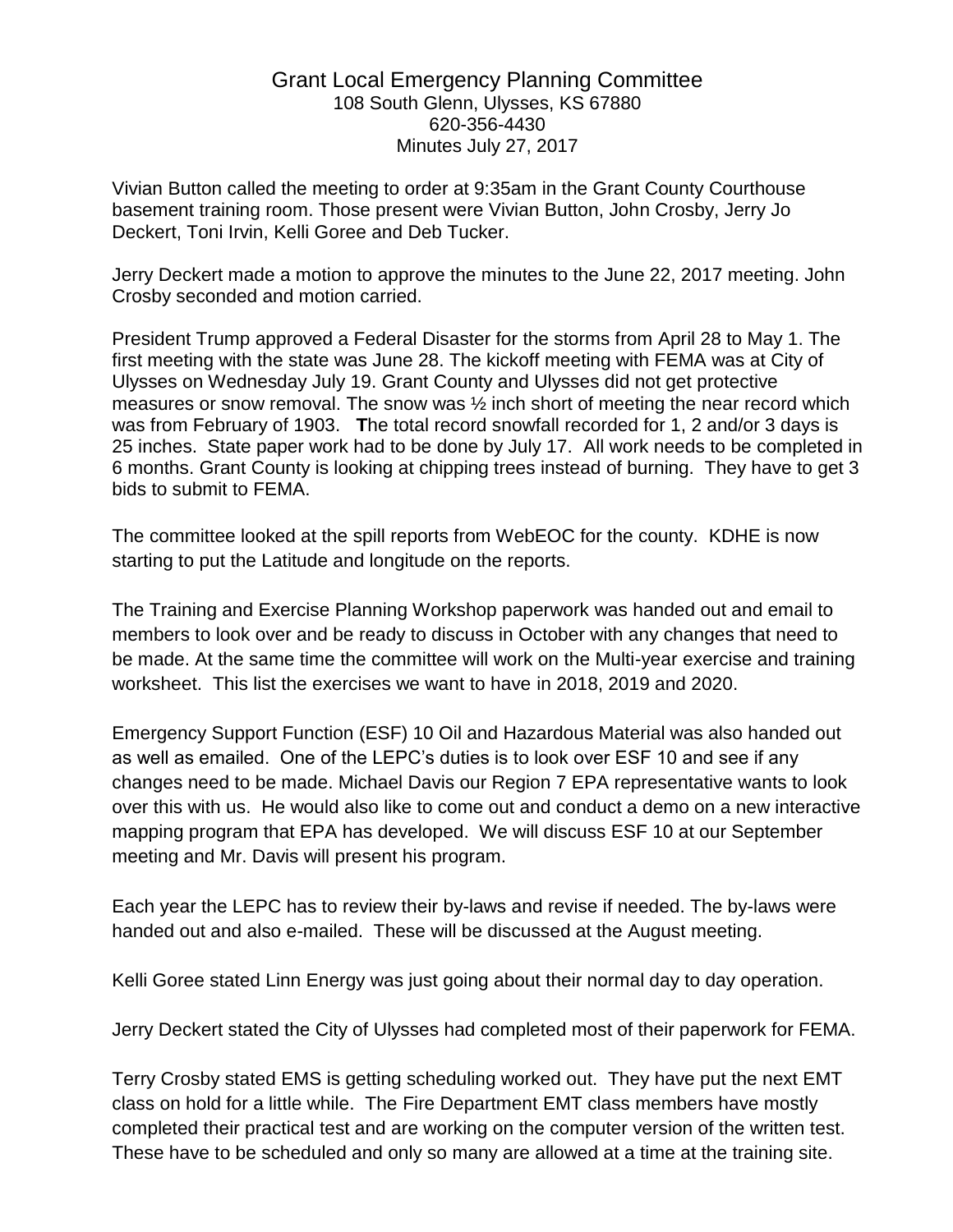# Grant Local Emergency Planning Committee

108 South Glenn, Ulysses, KS 67880
620-356-4430
Minutes July 27, 2017

Vivian Button called the meeting to order at 9:35am in the Grant County Courthouse basement training room. Those present were Vivian Button, John Crosby, Jerry Jo Deckert, Toni Irvin, Kelli Goree and Deb Tucker.

Jerry Deckert made a motion to approve the minutes to the June 22, 2017 meeting. John Crosby seconded and motion carried.

President Trump approved a Federal Disaster for the storms from April 28 to May 1. The first meeting with the state was June 28. The kickoff meeting with FEMA was at City of Ulysses on Wednesday July 19. Grant County and Ulysses did not get protective measures or snow removal. The snow was ½ inch short of meeting the near record which was from February of 1903. **T**he total record snowfall recorded for 1, 2 and/or 3 days is 25 inches. State paper work had to be done by July 17. All work needs to be completed in 6 months. Grant County is looking at chipping trees instead of burning. They have to get 3 bids to submit to FEMA.

The committee looked at the spill reports from WebEOC for the county. KDHE is now starting to put the Latitude and longitude on the reports.

The Training and Exercise Planning Workshop paperwork was handed out and email to members to look over and be ready to discuss in October with any changes that need to be made. At the same time the committee will work on the Multi-year exercise and training worksheet. This list the exercises we want to have in 2018, 2019 and 2020.

Emergency Support Function (ESF) 10 Oil and Hazardous Material was also handed out as well as emailed. One of the LEPC's duties is to look over ESF 10 and see if any changes need to be made. Michael Davis our Region 7 EPA representative wants to look over this with us. He would also like to come out and conduct a demo on a new interactive mapping program that EPA has developed. We will discuss ESF 10 at our September meeting and Mr. Davis will present his program.

Each year the LEPC has to review their by-laws and revise if needed. The by-laws were handed out and also e-mailed. These will be discussed at the August meeting.

Kelli Goree stated Linn Energy was just going about their normal day to day operation.

Jerry Deckert stated the City of Ulysses had completed most of their paperwork for FEMA.

Terry Crosby stated EMS is getting scheduling worked out. They have put the next EMT class on hold for a little while. The Fire Department EMT class members have mostly completed their practical test and are working on the computer version of the written test. These have to be scheduled and only so many are allowed at a time at the training site.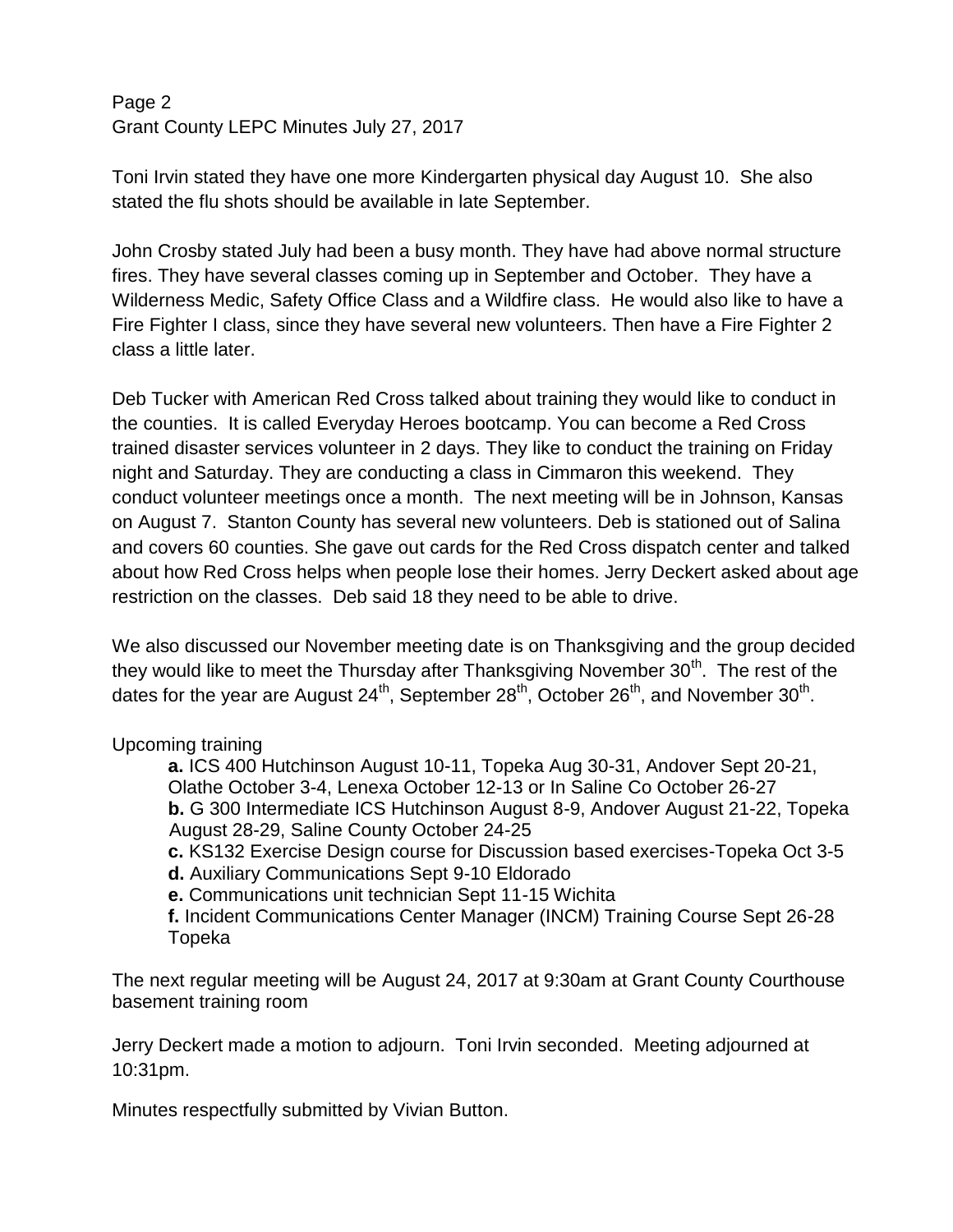Toni Irvin stated they have one more Kindergarten physical day August 10. She also stated the flu shots should be available in late September.

John Crosby stated July had been a busy month. They have had above normal structure fires. They have several classes coming up in September and October. They have a Wilderness Medic, Safety Office Class and a Wildfire class. He would also like to have a Fire Fighter I class, since they have several new volunteers. Then have a Fire Fighter 2 class a little later.

Deb Tucker with American Red Cross talked about training they would like to conduct in the counties. It is called Everyday Heroes bootcamp. You can become a Red Cross trained disaster services volunteer in 2 days. They like to conduct the training on Friday night and Saturday. They are conducting a class in Cimmaron this weekend. They conduct volunteer meetings once a month. The next meeting will be in Johnson, Kansas on August 7. Stanton County has several new volunteers. Deb is stationed out of Salina and covers 60 counties. She gave out cards for the Red Cross dispatch center and talked about how Red Cross helps when people lose their homes. Jerry Deckert asked about age restriction on the classes. Deb said 18 they need to be able to drive.

We also discussed our November meeting date is on Thanksgiving and the group decided they would like to meet the Thursday after Thanksgiving November 30th. The rest of the dates for the year are August 24th, September 28th, October 26th, and November 30th.

Upcoming training

**a.** ICS 400 Hutchinson August 10-11, Topeka Aug 30-31, Andover Sept 20-21, Olathe October 3-4, Lenexa October 12-13 or In Saline Co October 26-27
**b.** G 300 Intermediate ICS Hutchinson August 8-9, Andover August 21-22, Topeka August 28-29, Saline County October 24-25
**c.** KS132 Exercise Design course for Discussion based exercises-Topeka Oct 3-5
**d.** Auxiliary Communications Sept 9-10 Eldorado
**e.** Communications unit technician Sept 11-15 Wichita
**f.** Incident Communications Center Manager (INCM) Training Course Sept 26-28 Topeka

The next regular meeting will be August 24, 2017 at 9:30am at Grant County Courthouse basement training room

Jerry Deckert made a motion to adjourn. Toni Irvin seconded. Meeting adjourned at 10:31pm.

Minutes respectfully submitted by Vivian Button.